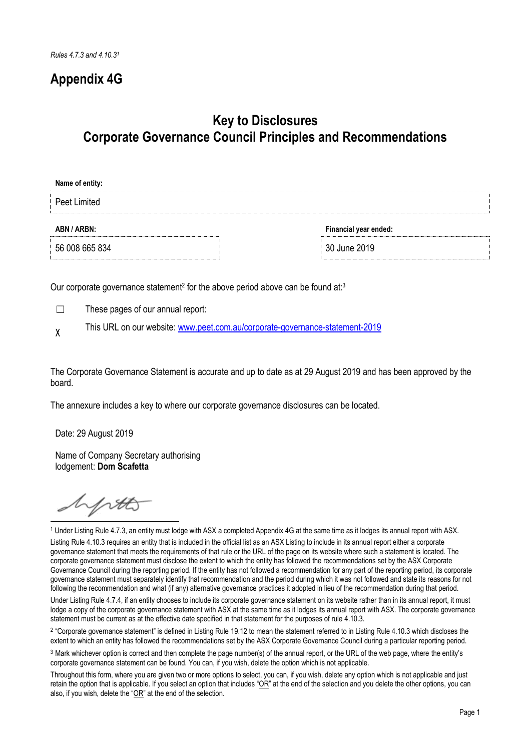*Rules 4.7.3 and 4.10.3[1]*

# Appendix 4G

## Key to Disclosures
## Corporate Governance Council Principles and Recommendations

| **Name of entity:** | |
|---|---|
| Peet Limited | |
| **ABN / ARBN:** | **Financial year ended:** |
| 56 008 665 834 | 30 June 2019 |

Our corporate governance statement[2] for the above period above can be found at:[3]

☐ These pages of our annual report:

χ This URL on our website: www.peet.com.au/corporate-governance-statement-2019

The Corporate Governance Statement is accurate and up to date as at 29 August 2019 and has been approved by the board.

The annexure includes a key to where our corporate governance disclosures can be located.

Date: 29 August 2019

Name of Company Secretary authorising lodgement: **Dom Scafetta**

---

[1] Under Listing Rule 4.7.3, an entity must lodge with ASX a completed Appendix 4G at the same time as it lodges its annual report with ASX.

Listing Rule 4.10.3 requires an entity that is included in the official list as an ASX Listing to include in its annual report either a corporate governance statement that meets the requirements of that rule or the URL of the page on its website where such a statement is located. The corporate governance statement must disclose the extent to which the entity has followed the recommendations set by the ASX Corporate Governance Council during the reporting period. If the entity has not followed a recommendation for any part of the reporting period, its corporate governance statement must separately identify that recommendation and the period during which it was not followed and state its reasons for not following the recommendation and what (if any) alternative governance practices it adopted in lieu of the recommendation during that period.

Under Listing Rule 4.7.4, if an entity chooses to include its corporate governance statement on its website rather than in its annual report, it must lodge a copy of the corporate governance statement with ASX at the same time as it lodges its annual report with ASX. The corporate governance statement must be current as at the effective date specified in that statement for the purposes of rule 4.10.3.

[2] "Corporate governance statement" is defined in Listing Rule 19.12 to mean the statement referred to in Listing Rule 4.10.3 which discloses the extent to which an entity has followed the recommendations set by the ASX Corporate Governance Council during a particular reporting period.

[3] Mark whichever option is correct and then complete the page number(s) of the annual report, or the URL of the web page, where the entity's corporate governance statement can be found. You can, if you wish, delete the option which is not applicable.

Throughout this form, where you are given two or more options to select, you can, if you wish, delete any option which is not applicable and just retain the option that is applicable. If you select an option that includes "OR" at the end of the selection and you delete the other options, you can also, if you wish, delete the "OR" at the end of the selection.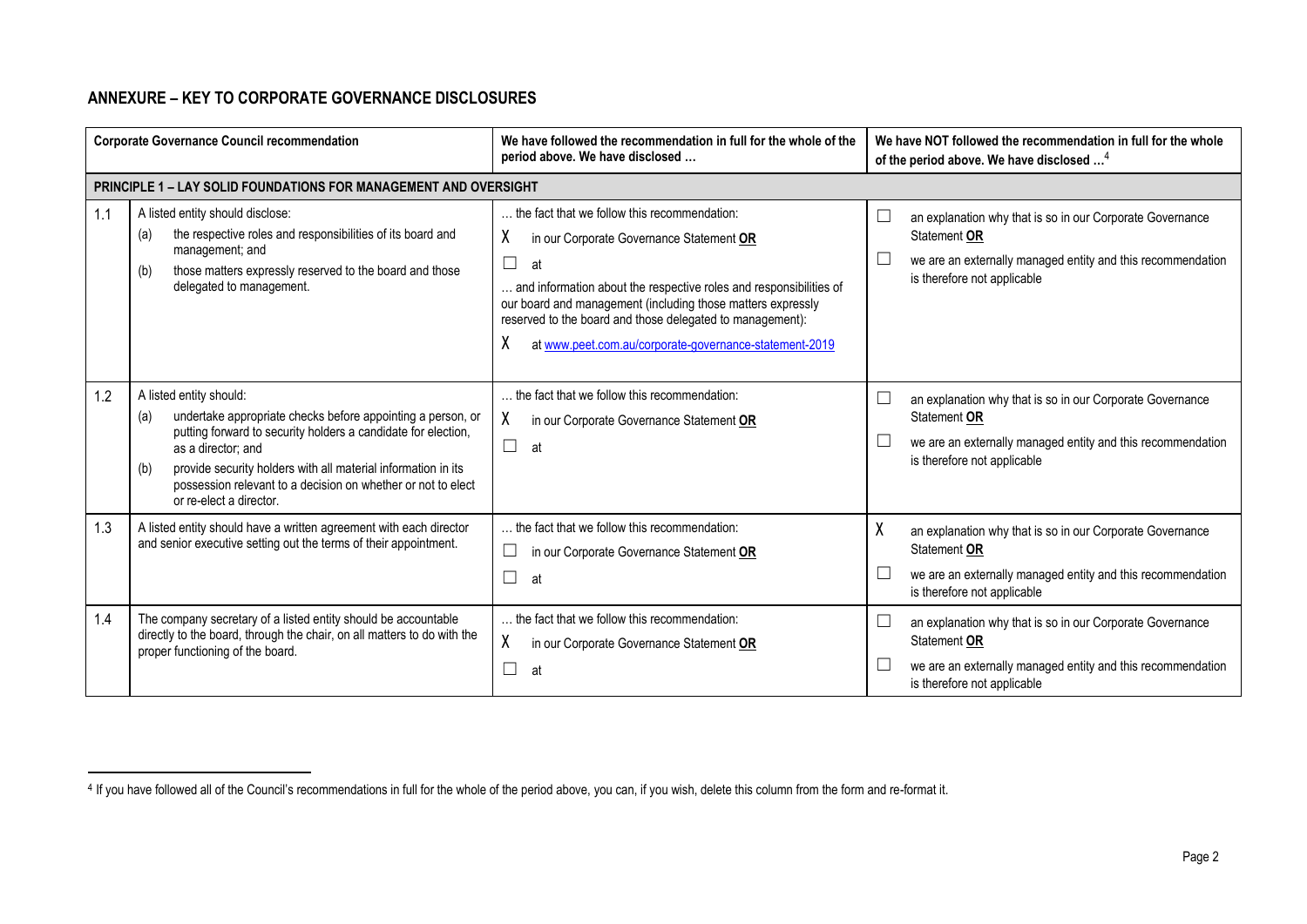## ANNEXURE – KEY TO CORPORATE GOVERNANCE DISCLOSURES

| Corporate Governance Council recommendation | | We have followed the recommendation in full for the whole of the period above. We have disclosed … | We have NOT followed the recommendation in full for the whole of the period above. We have disclosed …[4] |
|---|---|---|---|
| **PRINCIPLE 1 – LAY SOLID FOUNDATIONS FOR MANAGEMENT AND OVERSIGHT** | | | |
| 1.1 | A listed entity should disclose:<br>(a) the respective roles and responsibilities of its board and management; and<br>(b) those matters expressly reserved to the board and those delegated to management. | … the fact that we follow this recommendation:<br>X in our Corporate Governance Statement **OR**<br>☐ at<br>… and information about the respective roles and responsibilities of our board and management (including those matters expressly reserved to the board and those delegated to management):<br>X at www.peet.com.au/corporate-governance-statement-2019 | ☐ an explanation why that is so in our Corporate Governance Statement **OR**<br>☐ we are an externally managed entity and this recommendation is therefore not applicable |
| 1.2 | A listed entity should:<br>(a) undertake appropriate checks before appointing a person, or putting forward to security holders a candidate for election, as a director; and<br>(b) provide security holders with all material information in its possession relevant to a decision on whether or not to elect or re-elect a director. | … the fact that we follow this recommendation:<br>X in our Corporate Governance Statement **OR**<br>☐ at | ☐ an explanation why that is so in our Corporate Governance Statement **OR**<br>☐ we are an externally managed entity and this recommendation is therefore not applicable |
| 1.3 | A listed entity should have a written agreement with each director and senior executive setting out the terms of their appointment. | … the fact that we follow this recommendation:<br>☐ in our Corporate Governance Statement **OR**<br>☐ at | X an explanation why that is so in our Corporate Governance Statement **OR**<br>☐ we are an externally managed entity and this recommendation is therefore not applicable |
| 1.4 | The company secretary of a listed entity should be accountable directly to the board, through the chair, on all matters to do with the proper functioning of the board. | … the fact that we follow this recommendation:<br>X in our Corporate Governance Statement **OR**<br>☐ at | ☐ an explanation why that is so in our Corporate Governance Statement **OR**<br>☐ we are an externally managed entity and this recommendation is therefore not applicable |

[4] If you have followed all of the Council's recommendations in full for the whole of the period above, you can, if you wish, delete this column from the form and re-format it.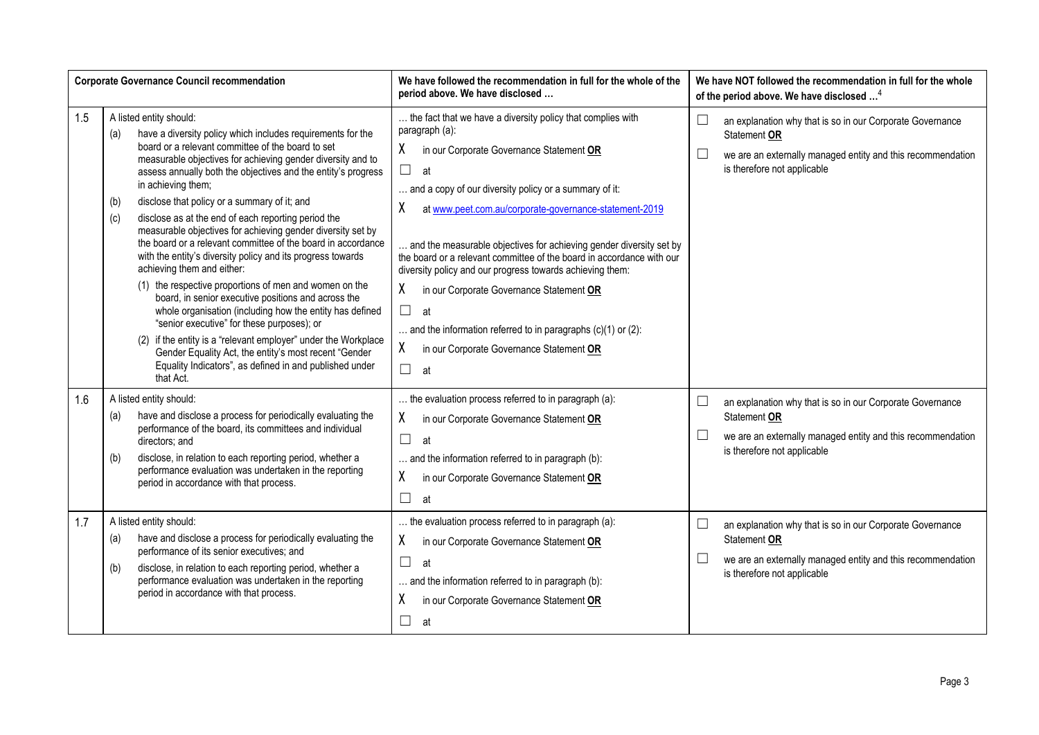| Corporate Governance Council recommendation | | We have followed the recommendation in full for the whole of the period above. We have disclosed … | We have NOT followed the recommendation in full for the whole of the period above. We have disclosed …[4] |
|---|---|---|---|
| 1.5 | A listed entity should:<br>(a) have a diversity policy which includes requirements for the board or a relevant committee of the board to set measurable objectives for achieving gender diversity and to assess annually both the objectives and the entity's progress in achieving them;<br>(b) disclose that policy or a summary of it; and<br>(c) disclose as at the end of each reporting period the measurable objectives for achieving gender diversity set by the board or a relevant committee of the board in accordance with the entity's diversity policy and its progress towards achieving them and either:<br>(1) the respective proportions of men and women on the board, in senior executive positions and across the whole organisation (including how the entity has defined "senior executive" for these purposes); or<br>(2) if the entity is a "relevant employer" under the Workplace Gender Equality Act, the entity's most recent "Gender Equality Indicators", as defined in and published under that Act. | … the fact that we have a diversity policy that complies with paragraph (a):<br>X in our Corporate Governance Statement **OR**<br>☐ at<br>… and a copy of our diversity policy or a summary of it:<br>X at www.peet.com.au/corporate-governance-statement-2019<br>… and the measurable objectives for achieving gender diversity set by the board or a relevant committee of the board in accordance with our diversity policy and our progress towards achieving them:<br>X in our Corporate Governance Statement **OR**<br>☐ at<br>… and the information referred to in paragraphs (c)(1) or (2):<br>X in our Corporate Governance Statement **OR**<br>☐ at | ☐ an explanation why that is so in our Corporate Governance Statement **OR**<br>☐ we are an externally managed entity and this recommendation is therefore not applicable |
| 1.6 | A listed entity should:<br>(a) have and disclose a process for periodically evaluating the performance of the board, its committees and individual directors; and<br>(b) disclose, in relation to each reporting period, whether a performance evaluation was undertaken in the reporting period in accordance with that process. | … the evaluation process referred to in paragraph (a):<br>X in our Corporate Governance Statement **OR**<br>☐ at<br>… and the information referred to in paragraph (b):<br>X in our Corporate Governance Statement **OR**<br>☐ at | ☐ an explanation why that is so in our Corporate Governance Statement **OR**<br>☐ we are an externally managed entity and this recommendation is therefore not applicable |
| 1.7 | A listed entity should:<br>(a) have and disclose a process for periodically evaluating the performance of its senior executives; and<br>(b) disclose, in relation to each reporting period, whether a performance evaluation was undertaken in the reporting period in accordance with that process. | … the evaluation process referred to in paragraph (a):<br>X in our Corporate Governance Statement **OR**<br>☐ at<br>… and the information referred to in paragraph (b):<br>X in our Corporate Governance Statement **OR**<br>☐ at | ☐ an explanation why that is so in our Corporate Governance Statement **OR**<br>☐ we are an externally managed entity and this recommendation is therefore not applicable |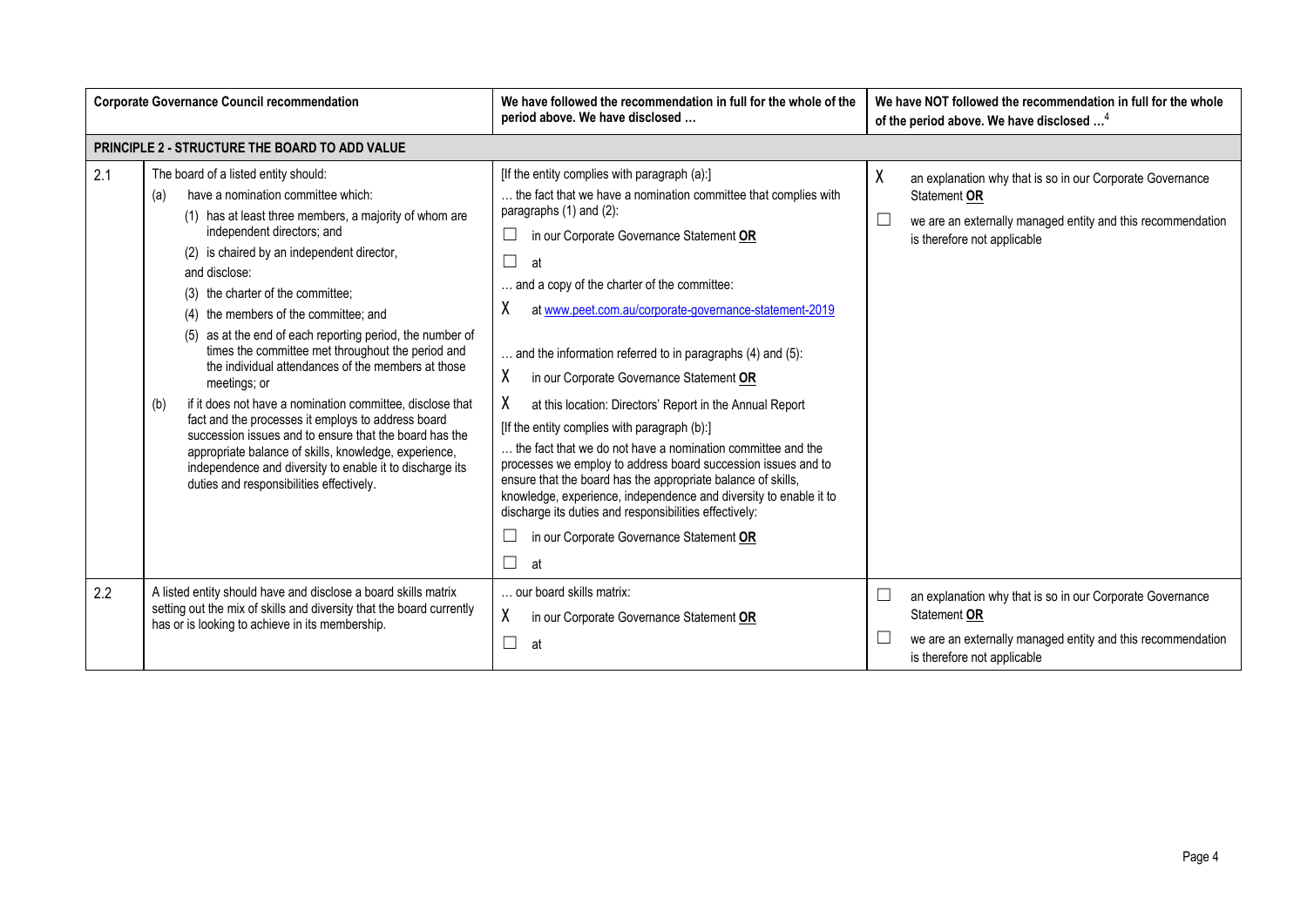| | Corporate Governance Council recommendation | We have followed the recommendation in full for the whole of the period above. We have disclosed … | We have NOT followed the recommendation in full for the whole of the period above. We have disclosed …[4] |
|---|---|---|---|
| **PRINCIPLE 2 - STRUCTURE THE BOARD TO ADD VALUE** | | | |
| 2.1 | The board of a listed entity should:<br>(a) have a nomination committee which:<br>(1) has at least three members, a majority of whom are independent directors; and<br>(2) is chaired by an independent director,<br>and disclose:<br>(3) the charter of the committee;<br>(4) the members of the committee; and<br>(5) as at the end of each reporting period, the number of times the committee met throughout the period and the individual attendances of the members at those meetings; or<br>(b) if it does not have a nomination committee, disclose that fact and the processes it employs to address board succession issues and to ensure that the board has the appropriate balance of skills, knowledge, experience, independence and diversity to enable it to discharge its duties and responsibilities effectively. | [If the entity complies with paragraph (a):]<br>… the fact that we have a nomination committee that complies with paragraphs (1) and (2):<br>☐ in our Corporate Governance Statement **OR**<br>☐ at<br>… and a copy of the charter of the committee:<br>X at www.peet.com.au/corporate-governance-statement-2019<br>… and the information referred to in paragraphs (4) and (5):<br>X in our Corporate Governance Statement **OR**<br>X at this location: Directors' Report in the Annual Report<br>[If the entity complies with paragraph (b):]<br>… the fact that we do not have a nomination committee and the processes we employ to address board succession issues and to ensure that the board has the appropriate balance of skills, knowledge, experience, independence and diversity to enable it to discharge its duties and responsibilities effectively:<br>☐ in our Corporate Governance Statement **OR**<br>☐ at | X an explanation why that is so in our Corporate Governance Statement **OR**<br>☐ we are an externally managed entity and this recommendation is therefore not applicable |
| 2.2 | A listed entity should have and disclose a board skills matrix setting out the mix of skills and diversity that the board currently has or is looking to achieve in its membership. | … our board skills matrix:<br>X in our Corporate Governance Statement **OR**<br>☐ at | ☐ an explanation why that is so in our Corporate Governance Statement **OR**<br>☐ we are an externally managed entity and this recommendation is therefore not applicable |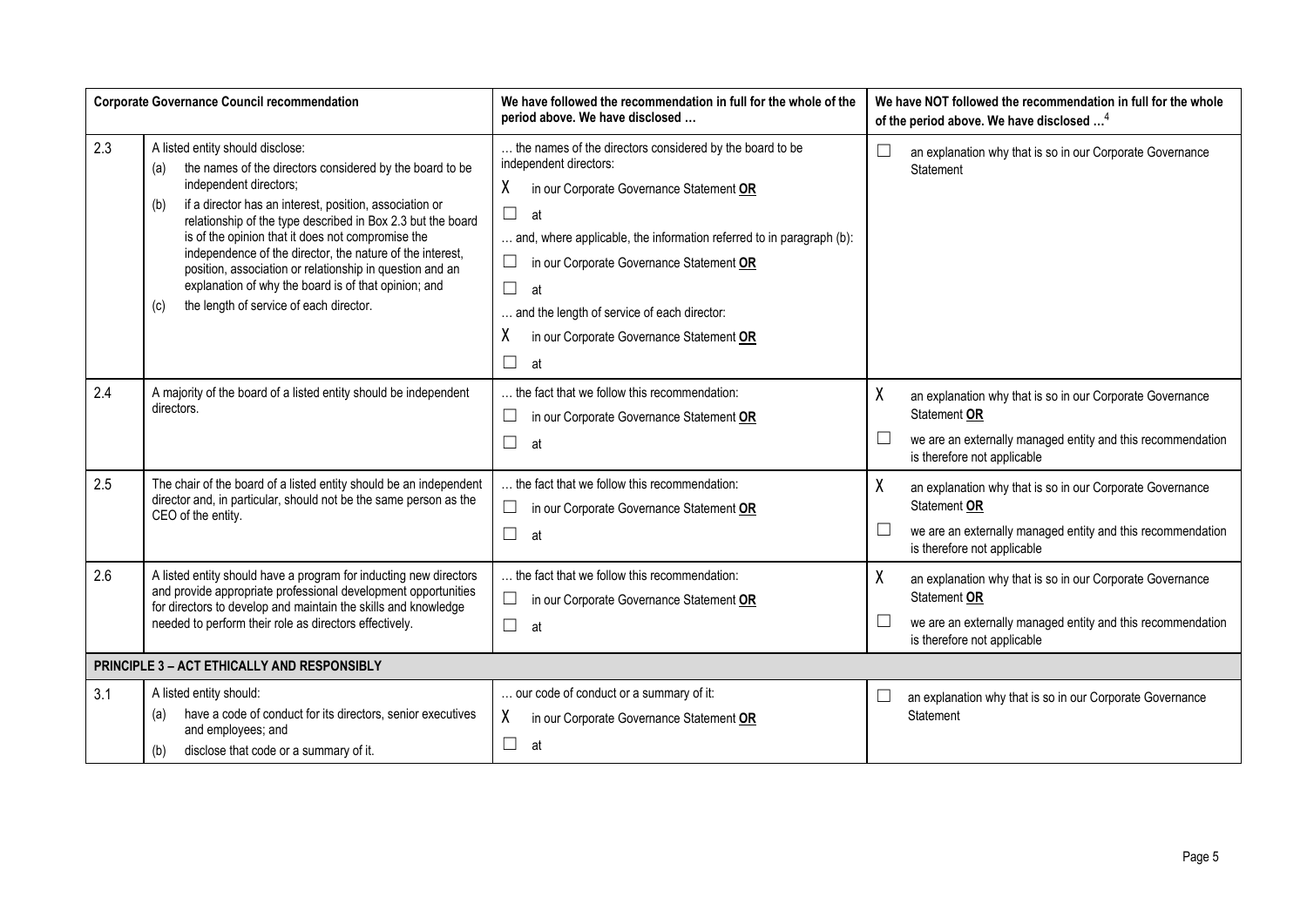| Corporate Governance Council recommendation | | We have followed the recommendation in full for the whole of the period above. We have disclosed … | We have NOT followed the recommendation in full for the whole of the period above. We have disclosed …[4] |
|---|---|---|---|
| 2.3 | A listed entity should disclose:<br>(a) the names of the directors considered by the board to be independent directors;<br>(b) if a director has an interest, position, association or relationship of the type described in Box 2.3 but the board is of the opinion that it does not compromise the independence of the director, the nature of the interest, position, association or relationship in question and an explanation of why the board is of that opinion; and<br>(c) the length of service of each director. | … the names of the directors considered by the board to be independent directors:<br>X in our Corporate Governance Statement **OR**<br>☐ at<br>… and, where applicable, the information referred to in paragraph (b):<br>☐ in our Corporate Governance Statement **OR**<br>☐ at<br>… and the length of service of each director:<br>X in our Corporate Governance Statement **OR**<br>☐ at | ☐ an explanation why that is so in our Corporate Governance Statement |
| 2.4 | A majority of the board of a listed entity should be independent directors. | … the fact that we follow this recommendation:<br>☐ in our Corporate Governance Statement **OR**<br>☐ at | X an explanation why that is so in our Corporate Governance Statement **OR**<br>☐ we are an externally managed entity and this recommendation is therefore not applicable |
| 2.5 | The chair of the board of a listed entity should be an independent director and, in particular, should not be the same person as the CEO of the entity. | … the fact that we follow this recommendation:<br>☐ in our Corporate Governance Statement **OR**<br>☐ at | X an explanation why that is so in our Corporate Governance Statement **OR**<br>☐ we are an externally managed entity and this recommendation is therefore not applicable |
| 2.6 | A listed entity should have a program for inducting new directors and provide appropriate professional development opportunities for directors to develop and maintain the skills and knowledge needed to perform their role as directors effectively. | … the fact that we follow this recommendation:<br>☐ in our Corporate Governance Statement **OR**<br>☐ at | X an explanation why that is so in our Corporate Governance Statement **OR**<br>☐ we are an externally managed entity and this recommendation is therefore not applicable |
| **PRINCIPLE 3 – ACT ETHICALLY AND RESPONSIBLY** | | | |
| 3.1 | A listed entity should:<br>(a) have a code of conduct for its directors, senior executives and employees; and<br>(b) disclose that code or a summary of it. | … our code of conduct or a summary of it:<br>X in our Corporate Governance Statement **OR**<br>☐ at | ☐ an explanation why that is so in our Corporate Governance Statement |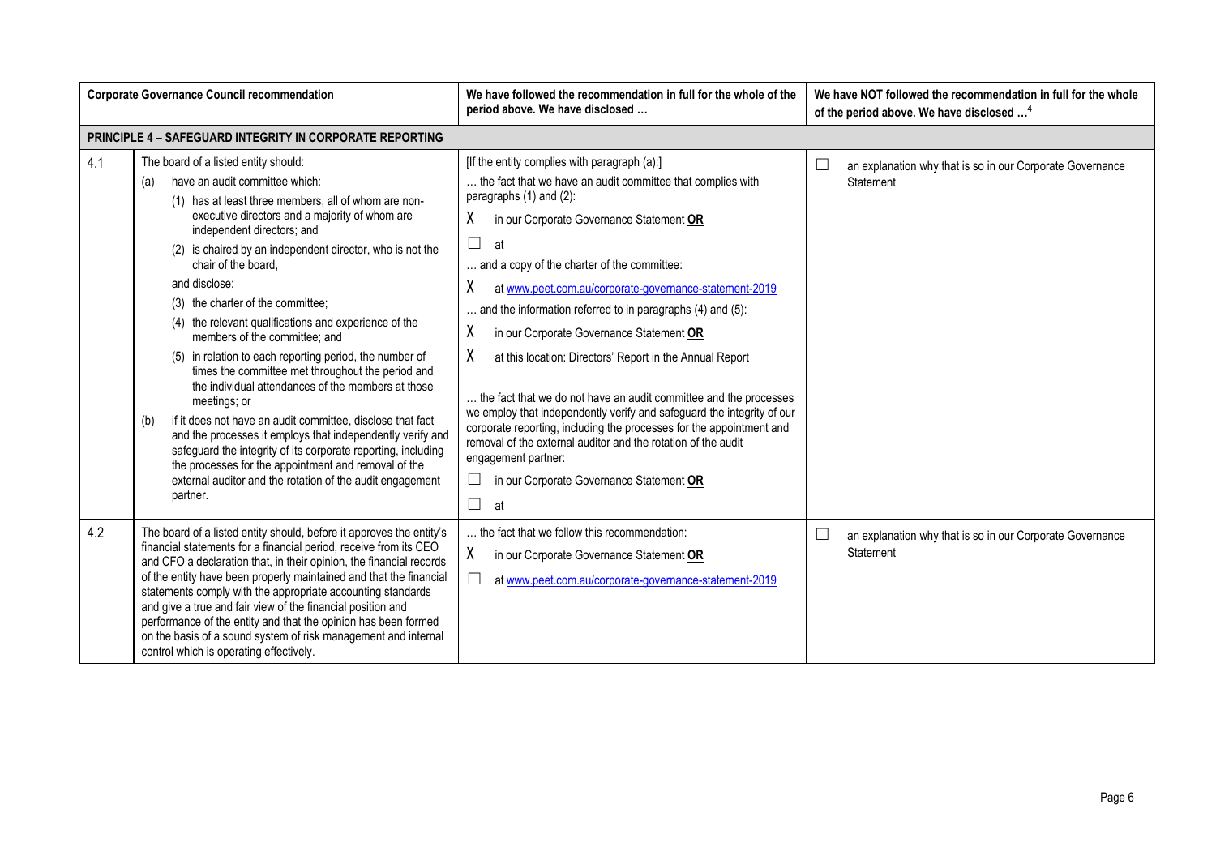| | Corporate Governance Council recommendation | We have followed the recommendation in full for the whole of the period above. We have disclosed … | We have NOT followed the recommendation in full for the whole of the period above. We have disclosed …[4] |
|---|---|---|---|
| **PRINCIPLE 4 – SAFEGUARD INTEGRITY IN CORPORATE REPORTING** | | | |
| 4.1 | The board of a listed entity should:<br>(a) have an audit committee which:<br>(1) has at least three members, all of whom are non-executive directors and a majority of whom are independent directors; and<br>(2) is chaired by an independent director, who is not the chair of the board,<br>and disclose:<br>(3) the charter of the committee;<br>(4) the relevant qualifications and experience of the members of the committee; and<br>(5) in relation to each reporting period, the number of times the committee met throughout the period and the individual attendances of the members at those meetings; or<br>(b) if it does not have an audit committee, disclose that fact and the processes it employs that independently verify and safeguard the integrity of its corporate reporting, including the processes for the appointment and removal of the external auditor and the rotation of the audit engagement partner. | [If the entity complies with paragraph (a):]<br>… the fact that we have an audit committee that complies with paragraphs (1) and (2):<br>X in our Corporate Governance Statement **OR**<br>☐ at<br>… and a copy of the charter of the committee:<br>X at www.peet.com.au/corporate-governance-statement-2019<br>… and the information referred to in paragraphs (4) and (5):<br>X in our Corporate Governance Statement **OR**<br>X at this location: Directors' Report in the Annual Report<br><br>… the fact that we do not have an audit committee and the processes we employ that independently verify and safeguard the integrity of our corporate reporting, including the processes for the appointment and removal of the external auditor and the rotation of the audit engagement partner:<br>☐ in our Corporate Governance Statement **OR**<br>☐ at | ☐ an explanation why that is so in our Corporate Governance Statement |
| 4.2 | The board of a listed entity should, before it approves the entity's financial statements for a financial period, receive from its CEO and CFO a declaration that, in their opinion, the financial records of the entity have been properly maintained and that the financial statements comply with the appropriate accounting standards and give a true and fair view of the financial position and performance of the entity and that the opinion has been formed on the basis of a sound system of risk management and internal control which is operating effectively. | … the fact that we follow this recommendation:<br>X in our Corporate Governance Statement **OR**<br>☐ at www.peet.com.au/corporate-governance-statement-2019 | ☐ an explanation why that is so in our Corporate Governance Statement |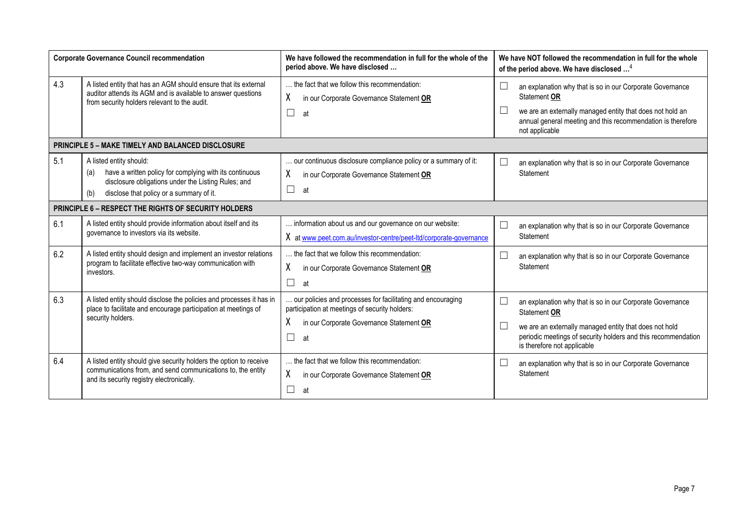| Corporate Governance Council recommendation | | We have followed the recommendation in full for the whole of the period above. We have disclosed … | We have NOT followed the recommendation in full for the whole of the period above. We have disclosed …[4] |
|---|---|---|---|
| 4.3 | A listed entity that has an AGM should ensure that its external auditor attends its AGM and is available to answer questions from security holders relevant to the audit. | … the fact that we follow this recommendation:<br>X in our Corporate Governance Statement **OR**<br>☐ at | ☐ an explanation why that is so in our Corporate Governance Statement **OR**<br>☐ we are an externally managed entity that does not hold an annual general meeting and this recommendation is therefore not applicable |
| **PRINCIPLE 5 – MAKE TIMELY AND BALANCED DISCLOSURE** | | | |
| 5.1 | A listed entity should:<br>(a) have a written policy for complying with its continuous disclosure obligations under the Listing Rules; and<br>(b) disclose that policy or a summary of it. | … our continuous disclosure compliance policy or a summary of it:<br>X in our Corporate Governance Statement **OR**<br>☐ at | ☐ an explanation why that is so in our Corporate Governance Statement |
| **PRINCIPLE 6 – RESPECT THE RIGHTS OF SECURITY HOLDERS** | | | |
| 6.1 | A listed entity should provide information about itself and its governance to investors via its website. | … information about us and our governance on our website:<br>X at www.peet.com.au/investor-centre/peet-ltd/corporate-governance | ☐ an explanation why that is so in our Corporate Governance Statement |
| 6.2 | A listed entity should design and implement an investor relations program to facilitate effective two-way communication with investors. | … the fact that we follow this recommendation:<br>X in our Corporate Governance Statement **OR**<br>☐ at | ☐ an explanation why that is so in our Corporate Governance Statement |
| 6.3 | A listed entity should disclose the policies and processes it has in place to facilitate and encourage participation at meetings of security holders. | … our policies and processes for facilitating and encouraging participation at meetings of security holders:<br>X in our Corporate Governance Statement **OR**<br>☐ at | ☐ an explanation why that is so in our Corporate Governance Statement **OR**<br>☐ we are an externally managed entity that does not hold periodic meetings of security holders and this recommendation is therefore not applicable |
| 6.4 | A listed entity should give security holders the option to receive communications from, and send communications to, the entity and its security registry electronically. | … the fact that we follow this recommendation:<br>X in our Corporate Governance Statement **OR**<br>☐ at | ☐ an explanation why that is so in our Corporate Governance Statement |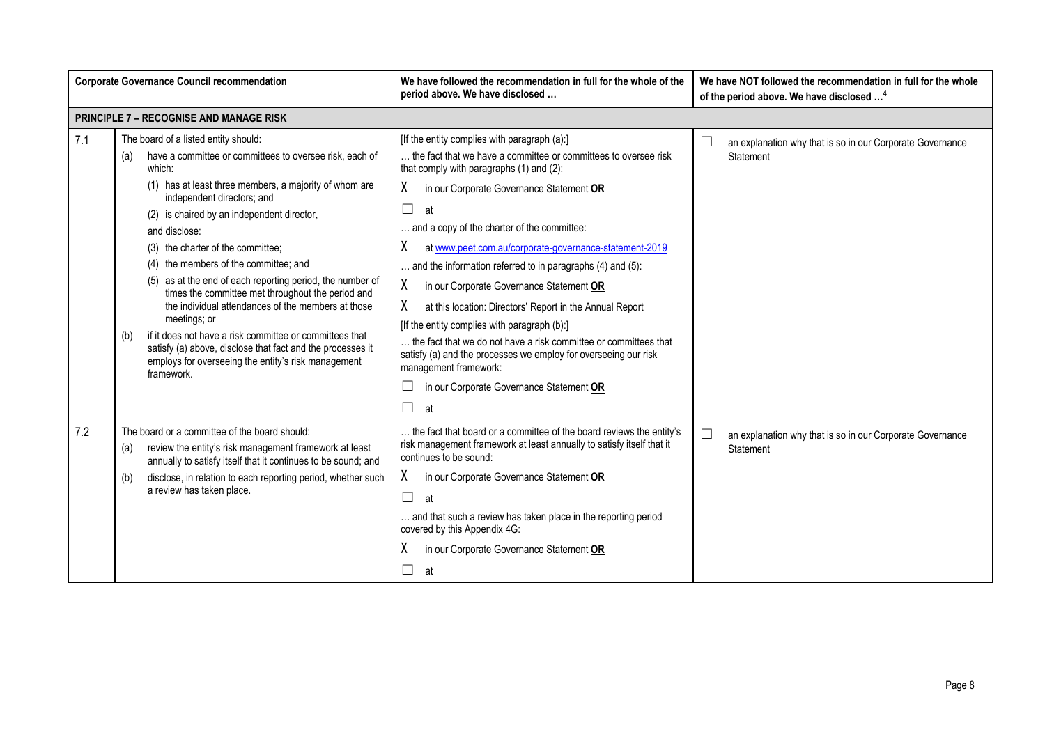| | Corporate Governance Council recommendation | We have followed the recommendation in full for the whole of the period above. We have disclosed … | We have NOT followed the recommendation in full for the whole of the period above. We have disclosed …[4] |
|---|---|---|---|
| **PRINCIPLE 7 – RECOGNISE AND MANAGE RISK** | | | |
| 7.1 | The board of a listed entity should:<br>(a) have a committee or committees to oversee risk, each of which:<br>(1) has at least three members, a majority of whom are independent directors; and<br>(2) is chaired by an independent director,<br>and disclose:<br>(3) the charter of the committee;<br>(4) the members of the committee; and<br>(5) as at the end of each reporting period, the number of times the committee met throughout the period and the individual attendances of the members at those meetings; or<br>(b) if it does not have a risk committee or committees that satisfy (a) above, disclose that fact and the processes it employs for overseeing the entity's risk management framework. | [If the entity complies with paragraph (a):]<br>… the fact that we have a committee or committees to oversee risk that comply with paragraphs (1) and (2):<br>X in our Corporate Governance Statement **OR**<br>☐ at<br>… and a copy of the charter of the committee:<br>X at www.peet.com.au/corporate-governance-statement-2019<br>… and the information referred to in paragraphs (4) and (5):<br>X in our Corporate Governance Statement **OR**<br>X at this location: Directors' Report in the Annual Report<br>[If the entity complies with paragraph (b):]<br>… the fact that we do not have a risk committee or committees that satisfy (a) and the processes we employ for overseeing our risk management framework:<br>☐ in our Corporate Governance Statement **OR**<br>☐ at | ☐ an explanation why that is so in our Corporate Governance Statement |
| 7.2 | The board or a committee of the board should:<br>(a) review the entity's risk management framework at least annually to satisfy itself that it continues to be sound; and<br>(b) disclose, in relation to each reporting period, whether such a review has taken place. | … the fact that board or a committee of the board reviews the entity's risk management framework at least annually to satisfy itself that it continues to be sound:<br>X in our Corporate Governance Statement **OR**<br>☐ at<br>… and that such a review has taken place in the reporting period covered by this Appendix 4G:<br>X in our Corporate Governance Statement **OR**<br>☐ at | ☐ an explanation why that is so in our Corporate Governance Statement |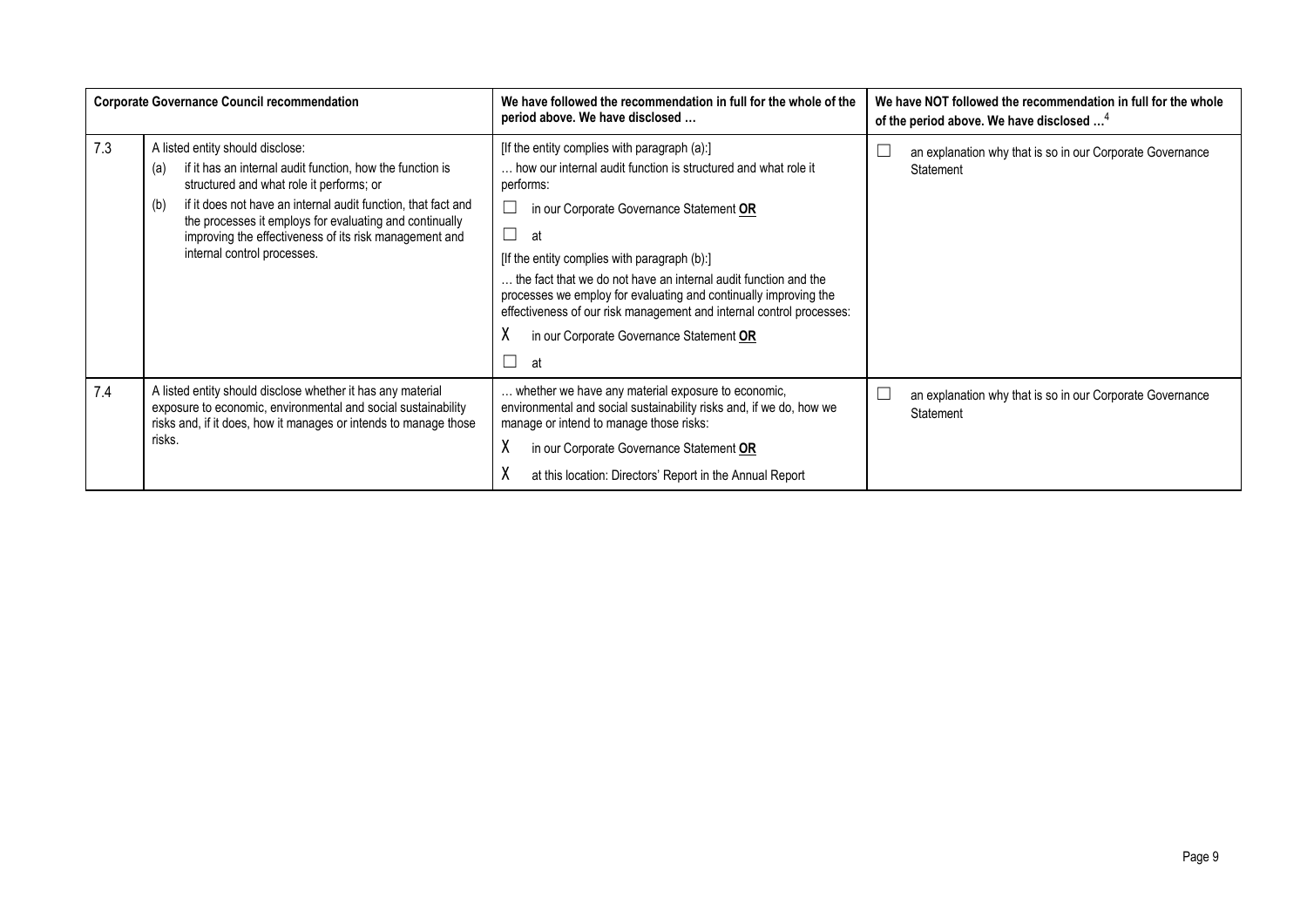| | Corporate Governance Council recommendation | We have followed the recommendation in full for the whole of the period above. We have disclosed … | We have NOT followed the recommendation in full for the whole of the period above. We have disclosed …[4] |
|---|---|---|---|
| 7.3 | A listed entity should disclose:<br>(a) if it has an internal audit function, how the function is structured and what role it performs; or<br>(b) if it does not have an internal audit function, that fact and the processes it employs for evaluating and continually improving the effectiveness of its risk management and internal control processes. | [If the entity complies with paragraph (a):]<br>… how our internal audit function is structured and what role it performs:<br>☐ in our Corporate Governance Statement **OR**<br>☐ at<br>[If the entity complies with paragraph (b):]<br>… the fact that we do not have an internal audit function and the processes we employ for evaluating and continually improving the effectiveness of our risk management and internal control processes:<br>X in our Corporate Governance Statement **OR**<br>☐ at | ☐ an explanation why that is so in our Corporate Governance Statement |
| 7.4 | A listed entity should disclose whether it has any material exposure to economic, environmental and social sustainability risks and, if it does, how it manages or intends to manage those risks. | … whether we have any material exposure to economic, environmental and social sustainability risks and, if we do, how we manage or intend to manage those risks:<br>X in our Corporate Governance Statement **OR**<br>X at this location: Directors' Report in the Annual Report | ☐ an explanation why that is so in our Corporate Governance Statement |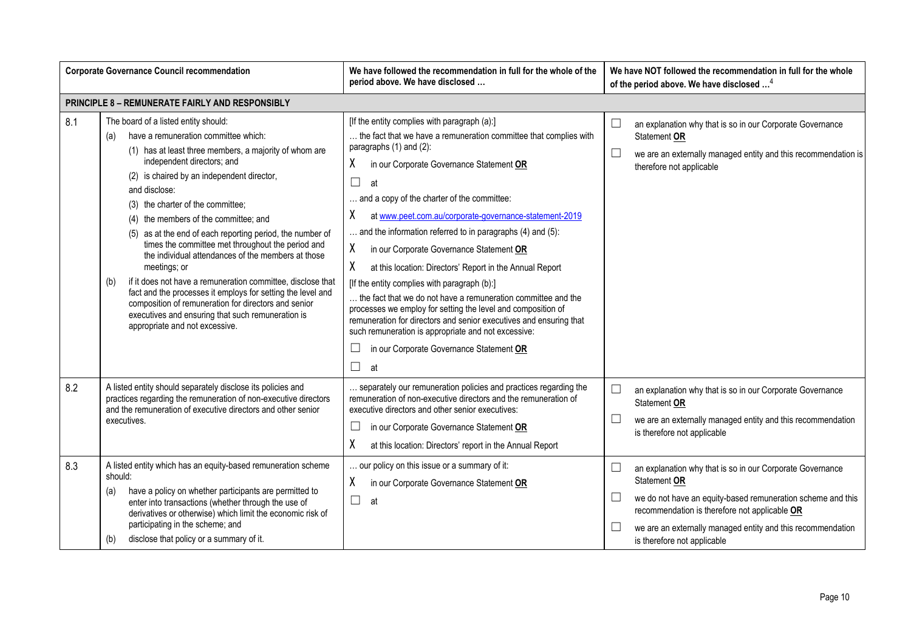| | Corporate Governance Council recommendation | We have followed the recommendation in full for the whole of the period above. We have disclosed … | We have NOT followed the recommendation in full for the whole of the period above. We have disclosed …[4] |
|---|---|---|---|
| **PRINCIPLE 8 – REMUNERATE FAIRLY AND RESPONSIBLY** | | | |
| 8.1 | The board of a listed entity should:<br>(a) have a remuneration committee which:<br>(1) has at least three members, a majority of whom are independent directors; and<br>(2) is chaired by an independent director,<br>and disclose:<br>(3) the charter of the committee;<br>(4) the members of the committee; and<br>(5) as at the end of each reporting period, the number of times the committee met throughout the period and the individual attendances of the members at those meetings; or<br>(b) if it does not have a remuneration committee, disclose that fact and the processes it employs for setting the level and composition of remuneration for directors and senior executives and ensuring that such remuneration is appropriate and not excessive. | [If the entity complies with paragraph (a):]<br>… the fact that we have a remuneration committee that complies with paragraphs (1) and (2):<br>X in our Corporate Governance Statement **OR**<br>☐ at<br>… and a copy of the charter of the committee:<br>X at www.peet.com.au/corporate-governance-statement-2019<br>… and the information referred to in paragraphs (4) and (5):<br>X in our Corporate Governance Statement **OR**<br>X at this location: Directors' Report in the Annual Report<br>[If the entity complies with paragraph (b):]<br>… the fact that we do not have a remuneration committee and the processes we employ for setting the level and composition of remuneration for directors and senior executives and ensuring that such remuneration is appropriate and not excessive:<br>☐ in our Corporate Governance Statement **OR**<br>☐ at | ☐ an explanation why that is so in our Corporate Governance Statement **OR**<br>☐ we are an externally managed entity and this recommendation is therefore not applicable |
| 8.2 | A listed entity should separately disclose its policies and practices regarding the remuneration of non-executive directors and the remuneration of executive directors and other senior executives. | … separately our remuneration policies and practices regarding the remuneration of non-executive directors and the remuneration of executive directors and other senior executives:<br>☐ in our Corporate Governance Statement **OR**<br>X at this location: Directors' report in the Annual Report | ☐ an explanation why that is so in our Corporate Governance Statement **OR**<br>☐ we are an externally managed entity and this recommendation is therefore not applicable |
| 8.3 | A listed entity which has an equity-based remuneration scheme should:<br>(a) have a policy on whether participants are permitted to enter into transactions (whether through the use of derivatives or otherwise) which limit the economic risk of participating in the scheme; and<br>(b) disclose that policy or a summary of it. | … our policy on this issue or a summary of it:<br>X in our Corporate Governance Statement **OR**<br>☐ at | ☐ an explanation why that is so in our Corporate Governance Statement **OR**<br>☐ we do not have an equity-based remuneration scheme and this recommendation is therefore not applicable **OR**<br>☐ we are an externally managed entity and this recommendation is therefore not applicable |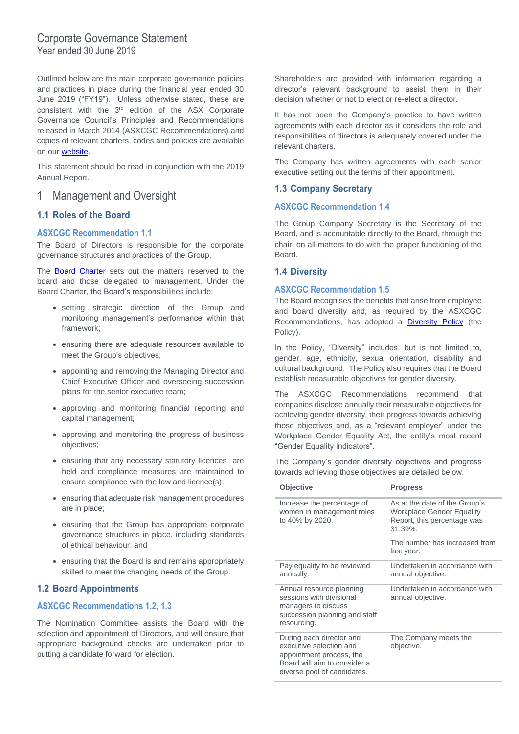# Corporate Governance Statement
Year ended 30 June 2019

Outlined below are the main corporate governance policies and practices in place during the financial year ended 30 June 2019 ("FY19"). Unless otherwise stated, these are consistent with the 3rd edition of the ASX Corporate Governance Council's Principles and Recommendations released in March 2014 (ASXCGC Recommendations) and copies of relevant charters, codes and policies are available on our website.

This statement should be read in conjunction with the 2019 Annual Report.

## 1 Management and Oversight

### 1.1 Roles of the Board

#### ASXCGC Recommendation 1.1

The Board of Directors is responsible for the corporate governance structures and practices of the Group.

The Board Charter sets out the matters reserved to the board and those delegated to management. Under the Board Charter, the Board's responsibilities include:

- setting strategic direction of the Group and monitoring management's performance within that framework;
- ensuring there are adequate resources available to meet the Group's objectives;
- appointing and removing the Managing Director and Chief Executive Officer and overseeing succession plans for the senior executive team;
- approving and monitoring financial reporting and capital management;
- approving and monitoring the progress of business objectives;
- ensuring that any necessary statutory licences are held and compliance measures are maintained to ensure compliance with the law and licence(s);
- ensuring that adequate risk management procedures are in place;
- ensuring that the Group has appropriate corporate governance structures in place, including standards of ethical behaviour; and
- ensuring that the Board is and remains appropriately skilled to meet the changing needs of the Group.

### 1.2 Board Appointments

#### ASXCGC Recommendations 1.2, 1.3

The Nomination Committee assists the Board with the selection and appointment of Directors, and will ensure that appropriate background checks are undertaken prior to putting a candidate forward for election.

Shareholders are provided with information regarding a director's relevant background to assist them in their decision whether or not to elect or re-elect a director.

It has not been the Company's practice to have written agreements with each director as it considers the role and responsibilities of directors is adequately covered under the relevant charters.

The Company has written agreements with each senior executive setting out the terms of their appointment.

### 1.3 Company Secretary

#### ASXCGC Recommendation 1.4

The Group Company Secretary is the Secretary of the Board, and is accountable directly to the Board, through the chair, on all matters to do with the proper functioning of the Board.

### 1.4 Diversity

#### ASXCGC Recommendation 1.5

The Board recognises the benefits that arise from employee and board diversity and, as required by the ASXCGC Recommendations, has adopted a Diversity Policy (the Policy).

In the Policy, "Diversity" includes, but is not limited to, gender, age, ethnicity, sexual orientation, disability and cultural background. The Policy also requires that the Board establish measurable objectives for gender diversity.

The ASXCGC Recommendations recommend that companies disclose annually their measurable objectives for achieving gender diversity, their progress towards achieving those objectives and, as a "relevant employer" under the Workplace Gender Equality Act, the entity's most recent "Gender Equality Indicators".

The Company's gender diversity objectives and progress towards achieving those objectives are detailed below.

| Objective | Progress |
| --- | --- |
| Increase the percentage of women in management roles to 40% by 2020. | As at the date of the Group's Workplace Gender Equality Report, this percentage was 31.39%.<br><br>The number has increased from last year. |
| Pay equality to be reviewed annually. | Undertaken in accordance with annual objective. |
| Annual resource planning sessions with divisional managers to discuss succession planning and staff resourcing. | Undertaken in accordance with annual objective. |
| During each director and executive selection and appointment process, the Board will aim to consider a diverse pool of candidates. | The Company meets the objective. |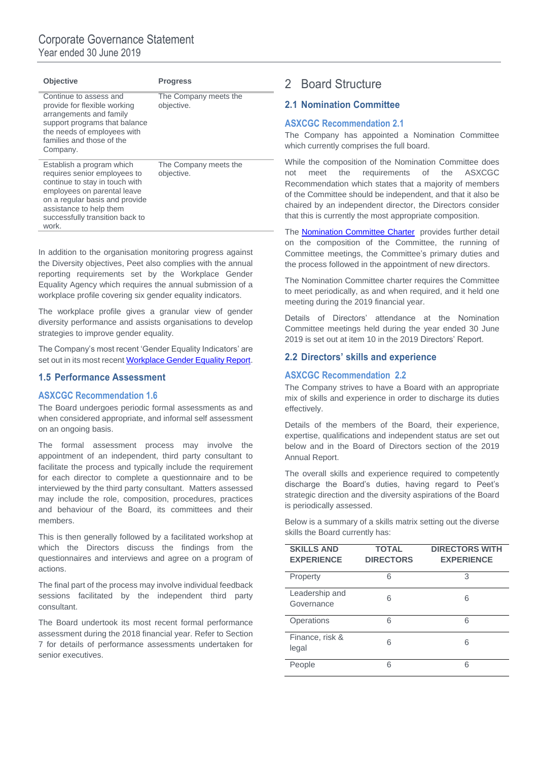| Objective | Progress |
| --- | --- |
| Continue to assess and provide for flexible working arrangements and family support programs that balance the needs of employees with families and those of the Company. | The Company meets the objective. |
| Establish a program which requires senior employees to continue to stay in touch with employees on parental leave on a regular basis and provide assistance to help them successfully transition back to work. | The Company meets the objective. |

In addition to the organisation monitoring progress against the Diversity objectives, Peet also complies with the annual reporting requirements set by the Workplace Gender Equality Agency which requires the annual submission of a workplace profile covering six gender equality indicators.

The workplace profile gives a granular view of gender diversity performance and assists organisations to develop strategies to improve gender equality.

The Company's most recent 'Gender Equality Indicators' are set out in its most recent [Workplace Gender Equality Report](#).

### 1.5 Performance Assessment

#### ASXCGC Recommendation 1.6

The Board undergoes periodic formal assessments as and when considered appropriate, and informal self assessment on an ongoing basis.

The formal assessment process may involve the appointment of an independent, third party consultant to facilitate the process and typically include the requirement for each director to complete a questionnaire and to be interviewed by the third party consultant. Matters assessed may include the role, composition, procedures, practices and behaviour of the Board, its committees and their members.

This is then generally followed by a facilitated workshop at which the Directors discuss the findings from the questionnaires and interviews and agree on a program of actions.

The final part of the process may involve individual feedback sessions facilitated by the independent third party consultant.

The Board undertook its most recent formal performance assessment during the 2018 financial year. Refer to Section 7 for details of performance assessments undertaken for senior executives.

## 2 Board Structure

### 2.1 Nomination Committee

#### ASXCGC Recommendation 2.1

The Company has appointed a Nomination Committee which currently comprises the full board.

While the composition of the Nomination Committee does not meet the requirements of the ASXCGC Recommendation which states that a majority of members of the Committee should be independent, and that it also be chaired by an independent director, the Directors consider that this is currently the most appropriate composition.

The [Nomination Committee Charter](#) provides further detail on the composition of the Committee, the running of Committee meetings, the Committee's primary duties and the process followed in the appointment of new directors.

The Nomination Committee charter requires the Committee to meet periodically, as and when required, and it held one meeting during the 2019 financial year.

Details of Directors' attendance at the Nomination Committee meetings held during the year ended 30 June 2019 is set out at item 10 in the 2019 Directors' Report.

### 2.2 Directors' skills and experience

#### ASXCGC Recommendation 2.2

The Company strives to have a Board with an appropriate mix of skills and experience in order to discharge its duties effectively.

Details of the members of the Board, their experience, expertise, qualifications and independent status are set out below and in the Board of Directors section of the 2019 Annual Report.

The overall skills and experience required to competently discharge the Board's duties, having regard to Peet's strategic direction and the diversity aspirations of the Board is periodically assessed.

Below is a summary of a skills matrix setting out the diverse skills the Board currently has:

| SKILLS AND EXPERIENCE | TOTAL DIRECTORS | DIRECTORS WITH EXPERIENCE |
| --- | --- | --- |
| Property | 6 | 3 |
| Leadership and Governance | 6 | 6 |
| Operations | 6 | 6 |
| Finance, risk & legal | 6 | 6 |
| People | 6 | 6 |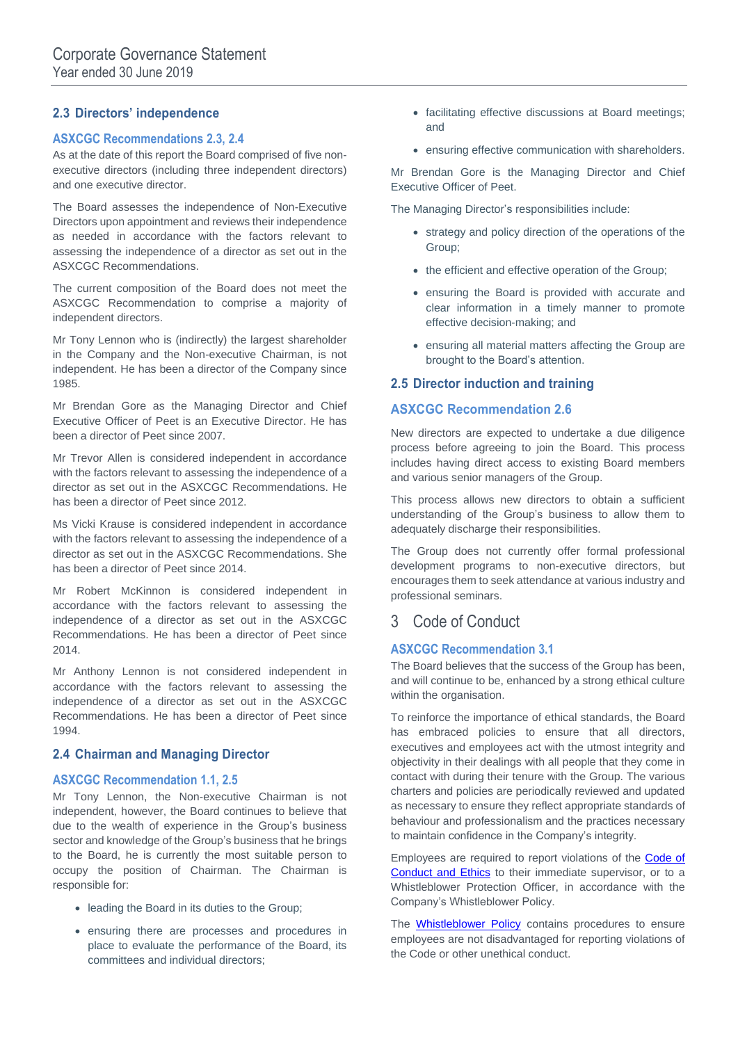## 2.3 Directors' independence

### ASXCGC Recommendations 2.3, 2.4

As at the date of this report the Board comprised of five non-executive directors (including three independent directors) and one executive director.

The Board assesses the independence of Non-Executive Directors upon appointment and reviews their independence as needed in accordance with the factors relevant to assessing the independence of a director as set out in the ASXCGC Recommendations.

The current composition of the Board does not meet the ASXCGC Recommendation to comprise a majority of independent directors.

Mr Tony Lennon who is (indirectly) the largest shareholder in the Company and the Non-executive Chairman, is not independent. He has been a director of the Company since 1985.

Mr Brendan Gore as the Managing Director and Chief Executive Officer of Peet is an Executive Director. He has been a director of Peet since 2007.

Mr Trevor Allen is considered independent in accordance with the factors relevant to assessing the independence of a director as set out in the ASXCGC Recommendations. He has been a director of Peet since 2012.

Ms Vicki Krause is considered independent in accordance with the factors relevant to assessing the independence of a director as set out in the ASXCGC Recommendations. She has been a director of Peet since 2014.

Mr Robert McKinnon is considered independent in accordance with the factors relevant to assessing the independence of a director as set out in the ASXCGC Recommendations. He has been a director of Peet since 2014.

Mr Anthony Lennon is not considered independent in accordance with the factors relevant to assessing the independence of a director as set out in the ASXCGC Recommendations. He has been a director of Peet since 1994.

## 2.4 Chairman and Managing Director

### ASXCGC Recommendation 1.1, 2.5

Mr Tony Lennon, the Non-executive Chairman is not independent, however, the Board continues to believe that due to the wealth of experience in the Group's business sector and knowledge of the Group's business that he brings to the Board, he is currently the most suitable person to occupy the position of Chairman. The Chairman is responsible for:

- leading the Board in its duties to the Group;
- ensuring there are processes and procedures in place to evaluate the performance of the Board, its committees and individual directors;
- facilitating effective discussions at Board meetings; and
- ensuring effective communication with shareholders.

Mr Brendan Gore is the Managing Director and Chief Executive Officer of Peet.

The Managing Director's responsibilities include:

- strategy and policy direction of the operations of the Group;
- the efficient and effective operation of the Group;
- ensuring the Board is provided with accurate and clear information in a timely manner to promote effective decision-making; and
- ensuring all material matters affecting the Group are brought to the Board's attention.

## 2.5 Director induction and training

### ASXCGC Recommendation 2.6

New directors are expected to undertake a due diligence process before agreeing to join the Board. This process includes having direct access to existing Board members and various senior managers of the Group.

This process allows new directors to obtain a sufficient understanding of the Group's business to allow them to adequately discharge their responsibilities.

The Group does not currently offer formal professional development programs to non-executive directors, but encourages them to seek attendance at various industry and professional seminars.

# 3 Code of Conduct

### ASXCGC Recommendation 3.1

The Board believes that the success of the Group has been, and will continue to be, enhanced by a strong ethical culture within the organisation.

To reinforce the importance of ethical standards, the Board has embraced policies to ensure that all directors, executives and employees act with the utmost integrity and objectivity in their dealings with all people that they come in contact with during their tenure with the Group. The various charters and policies are periodically reviewed and updated as necessary to ensure they reflect appropriate standards of behaviour and professionalism and the practices necessary to maintain confidence in the Company's integrity.

Employees are required to report violations of the Code of Conduct and Ethics to their immediate supervisor, or to a Whistleblower Protection Officer, in accordance with the Company's Whistleblower Policy.

The Whistleblower Policy contains procedures to ensure employees are not disadvantaged for reporting violations of the Code or other unethical conduct.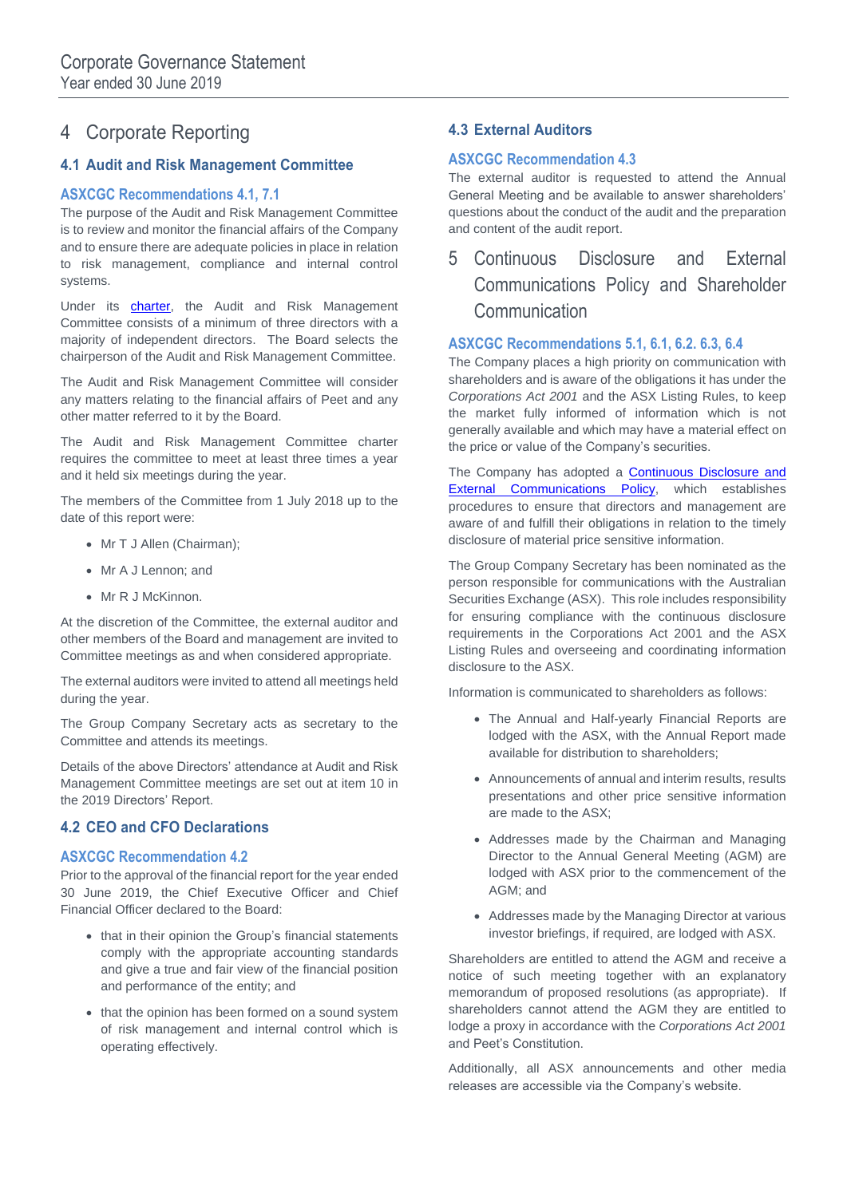# 4 Corporate Reporting

## 4.1 Audit and Risk Management Committee

### ASXCGC Recommendations 4.1, 7.1

The purpose of the Audit and Risk Management Committee is to review and monitor the financial affairs of the Company and to ensure there are adequate policies in place in relation to risk management, compliance and internal control systems.

Under its charter, the Audit and Risk Management Committee consists of a minimum of three directors with a majority of independent directors. The Board selects the chairperson of the Audit and Risk Management Committee.

The Audit and Risk Management Committee will consider any matters relating to the financial affairs of Peet and any other matter referred to it by the Board.

The Audit and Risk Management Committee charter requires the committee to meet at least three times a year and it held six meetings during the year.

The members of the Committee from 1 July 2018 up to the date of this report were:

- Mr T J Allen (Chairman);
- Mr A J Lennon; and
- Mr R J McKinnon.

At the discretion of the Committee, the external auditor and other members of the Board and management are invited to Committee meetings as and when considered appropriate.

The external auditors were invited to attend all meetings held during the year.

The Group Company Secretary acts as secretary to the Committee and attends its meetings.

Details of the above Directors' attendance at Audit and Risk Management Committee meetings are set out at item 10 in the 2019 Directors' Report.

## 4.2 CEO and CFO Declarations

### ASXCGC Recommendation 4.2

Prior to the approval of the financial report for the year ended 30 June 2019, the Chief Executive Officer and Chief Financial Officer declared to the Board:

- that in their opinion the Group's financial statements comply with the appropriate accounting standards and give a true and fair view of the financial position and performance of the entity; and
- that the opinion has been formed on a sound system of risk management and internal control which is operating effectively.

## 4.3 External Auditors

### ASXCGC Recommendation 4.3

The external auditor is requested to attend the Annual General Meeting and be available to answer shareholders' questions about the conduct of the audit and the preparation and content of the audit report.

# 5 Continuous Disclosure and External Communications Policy and Shareholder Communication

### ASXCGC Recommendations 5.1, 6.1, 6.2. 6.3, 6.4

The Company places a high priority on communication with shareholders and is aware of the obligations it has under the *Corporations Act 2001* and the ASX Listing Rules, to keep the market fully informed of information which is not generally available and which may have a material effect on the price or value of the Company's securities.

The Company has adopted a Continuous Disclosure and External Communications Policy, which establishes procedures to ensure that directors and management are aware of and fulfill their obligations in relation to the timely disclosure of material price sensitive information.

The Group Company Secretary has been nominated as the person responsible for communications with the Australian Securities Exchange (ASX). This role includes responsibility for ensuring compliance with the continuous disclosure requirements in the Corporations Act 2001 and the ASX Listing Rules and overseeing and coordinating information disclosure to the ASX.

Information is communicated to shareholders as follows:

- The Annual and Half-yearly Financial Reports are lodged with the ASX, with the Annual Report made available for distribution to shareholders;
- Announcements of annual and interim results, results presentations and other price sensitive information are made to the ASX;
- Addresses made by the Chairman and Managing Director to the Annual General Meeting (AGM) are lodged with ASX prior to the commencement of the AGM; and
- Addresses made by the Managing Director at various investor briefings, if required, are lodged with ASX.

Shareholders are entitled to attend the AGM and receive a notice of such meeting together with an explanatory memorandum of proposed resolutions (as appropriate). If shareholders cannot attend the AGM they are entitled to lodge a proxy in accordance with the *Corporations Act 2001* and Peet's Constitution.

Additionally, all ASX announcements and other media releases are accessible via the Company's website.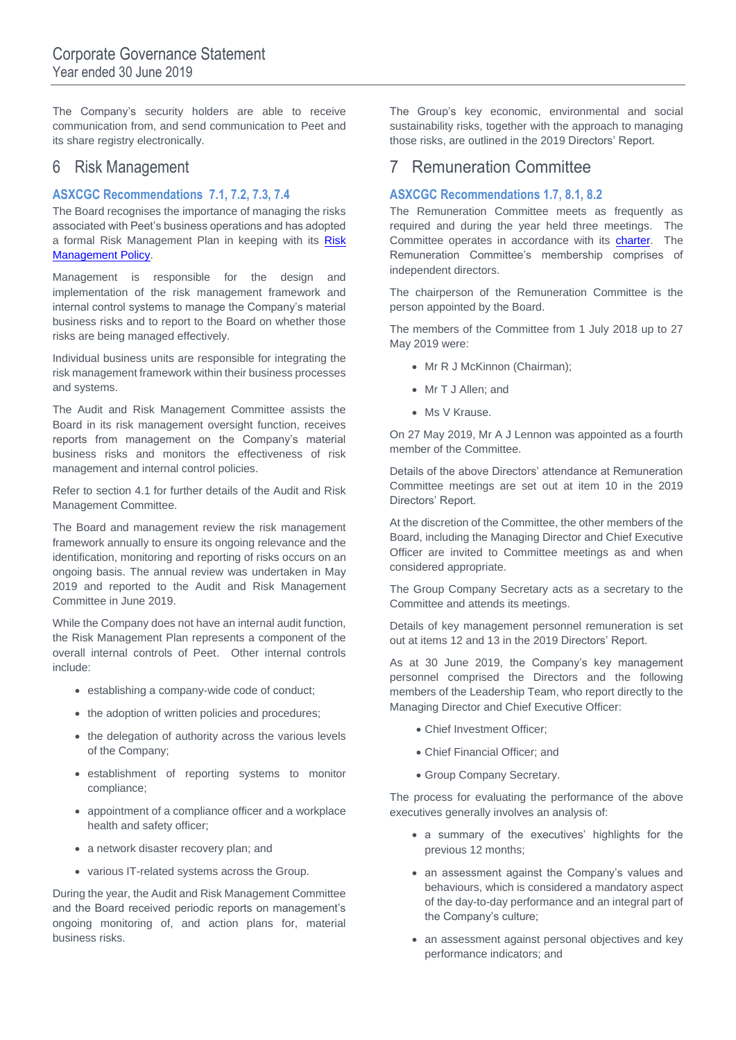The Company's security holders are able to receive communication from, and send communication to Peet and its share registry electronically.

## 6 Risk Management

### ASXCGC Recommendations 7.1, 7.2, 7.3, 7.4

The Board recognises the importance of managing the risks associated with Peet's business operations and has adopted a formal Risk Management Plan in keeping with its Risk Management Policy.

Management is responsible for the design and implementation of the risk management framework and internal control systems to manage the Company's material business risks and to report to the Board on whether those risks are being managed effectively.

Individual business units are responsible for integrating the risk management framework within their business processes and systems.

The Audit and Risk Management Committee assists the Board in its risk management oversight function, receives reports from management on the Company's material business risks and monitors the effectiveness of risk management and internal control policies.

Refer to section 4.1 for further details of the Audit and Risk Management Committee.

The Board and management review the risk management framework annually to ensure its ongoing relevance and the identification, monitoring and reporting of risks occurs on an ongoing basis. The annual review was undertaken in May 2019 and reported to the Audit and Risk Management Committee in June 2019.

While the Company does not have an internal audit function, the Risk Management Plan represents a component of the overall internal controls of Peet. Other internal controls include:

- establishing a company-wide code of conduct;
- the adoption of written policies and procedures;
- the delegation of authority across the various levels of the Company;
- establishment of reporting systems to monitor compliance;
- appointment of a compliance officer and a workplace health and safety officer;
- a network disaster recovery plan; and
- various IT-related systems across the Group.

During the year, the Audit and Risk Management Committee and the Board received periodic reports on management's ongoing monitoring of, and action plans for, material business risks.

The Group's key economic, environmental and social sustainability risks, together with the approach to managing those risks, are outlined in the 2019 Directors' Report.

## 7 Remuneration Committee

### ASXCGC Recommendations 1.7, 8.1, 8.2

The Remuneration Committee meets as frequently as required and during the year held three meetings. The Committee operates in accordance with its charter. The Remuneration Committee's membership comprises of independent directors.

The chairperson of the Remuneration Committee is the person appointed by the Board.

The members of the Committee from 1 July 2018 up to 27 May 2019 were:

- Mr R J McKinnon (Chairman);
- Mr T J Allen; and
- Ms V Krause.

On 27 May 2019, Mr A J Lennon was appointed as a fourth member of the Committee.

Details of the above Directors' attendance at Remuneration Committee meetings are set out at item 10 in the 2019 Directors' Report.

At the discretion of the Committee, the other members of the Board, including the Managing Director and Chief Executive Officer are invited to Committee meetings as and when considered appropriate.

The Group Company Secretary acts as a secretary to the Committee and attends its meetings.

Details of key management personnel remuneration is set out at items 12 and 13 in the 2019 Directors' Report.

As at 30 June 2019, the Company's key management personnel comprised the Directors and the following members of the Leadership Team, who report directly to the Managing Director and Chief Executive Officer:

- Chief Investment Officer;
- Chief Financial Officer; and
- Group Company Secretary.

The process for evaluating the performance of the above executives generally involves an analysis of:

- a summary of the executives' highlights for the previous 12 months;
- an assessment against the Company's values and behaviours, which is considered a mandatory aspect of the day-to-day performance and an integral part of the Company's culture;
- an assessment against personal objectives and key performance indicators; and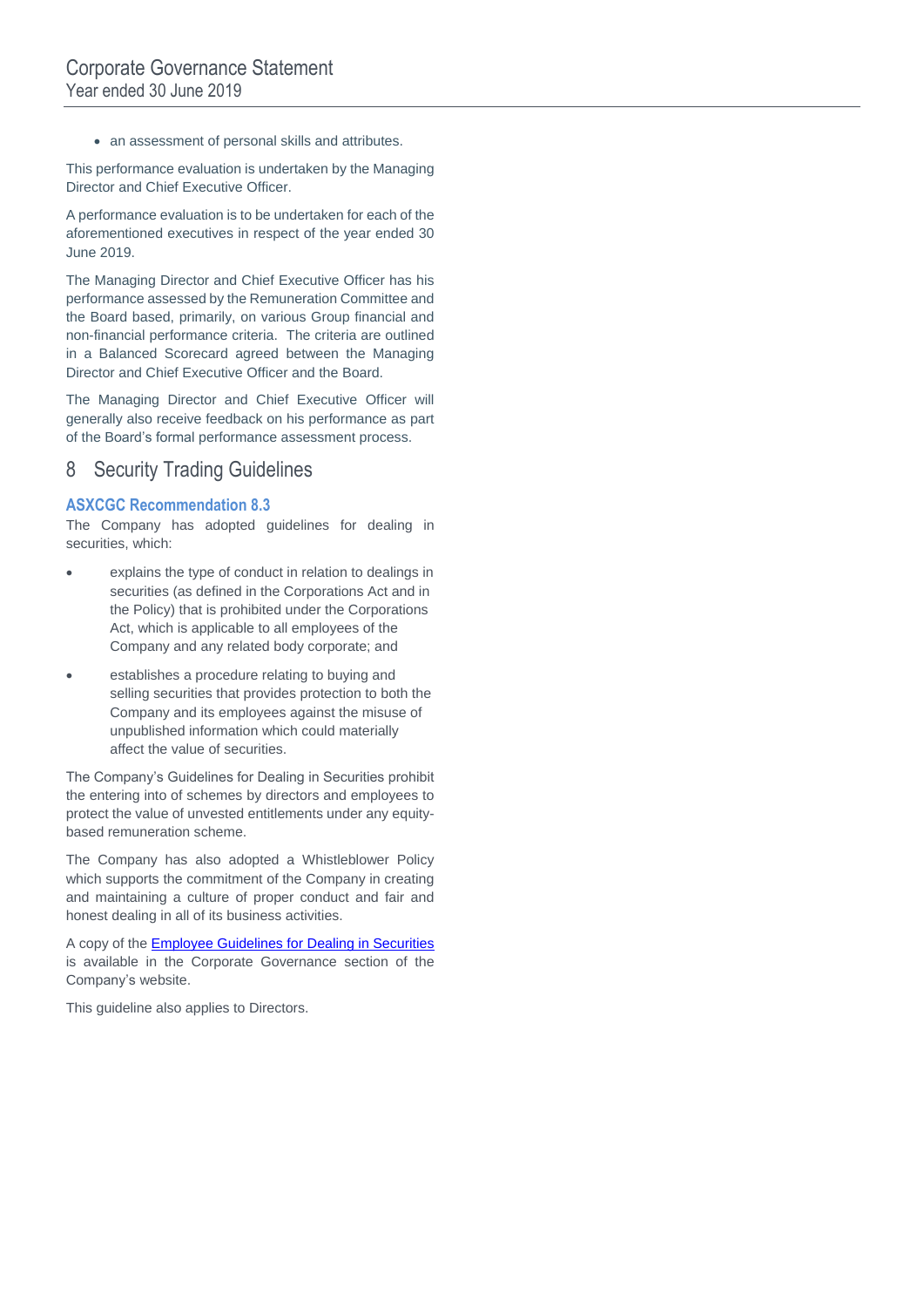- an assessment of personal skills and attributes.

This performance evaluation is undertaken by the Managing Director and Chief Executive Officer.

A performance evaluation is to be undertaken for each of the aforementioned executives in respect of the year ended 30 June 2019.

The Managing Director and Chief Executive Officer has his performance assessed by the Remuneration Committee and the Board based, primarily, on various Group financial and non-financial performance criteria. The criteria are outlined in a Balanced Scorecard agreed between the Managing Director and Chief Executive Officer and the Board.

The Managing Director and Chief Executive Officer will generally also receive feedback on his performance as part of the Board's formal performance assessment process.

# 8 Security Trading Guidelines

### ASXCGC Recommendation 8.3

The Company has adopted guidelines for dealing in securities, which:

- explains the type of conduct in relation to dealings in securities (as defined in the Corporations Act and in the Policy) that is prohibited under the Corporations Act, which is applicable to all employees of the Company and any related body corporate; and
- establishes a procedure relating to buying and selling securities that provides protection to both the Company and its employees against the misuse of unpublished information which could materially affect the value of securities.

The Company's Guidelines for Dealing in Securities prohibit the entering into of schemes by directors and employees to protect the value of unvested entitlements under any equity-based remuneration scheme.

The Company has also adopted a Whistleblower Policy which supports the commitment of the Company in creating and maintaining a culture of proper conduct and fair and honest dealing in all of its business activities.

A copy of the Employee Guidelines for Dealing in Securities is available in the Corporate Governance section of the Company's website.

This guideline also applies to Directors.